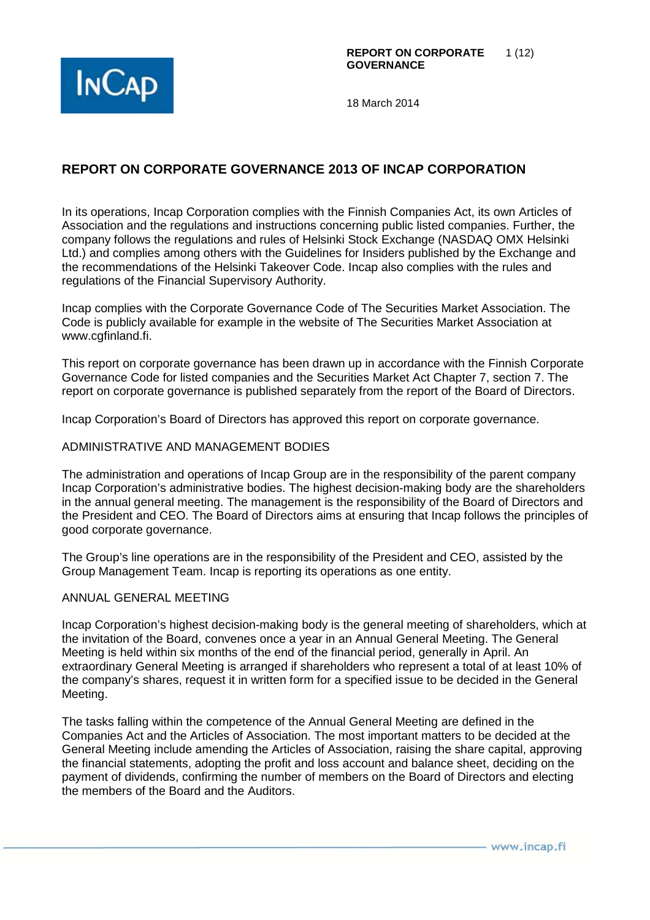# REPORT ON CORPORATE GOVERNANCE 2013 OF INCAP CORPORATION

In its operations, Incap Corporation complies with the Finnish Companies Act, its own Articles of Association and the regulations and instructions concerning public listed companies. Further, the company follows the regulations and rules of Helsinki Stock Exchange (NASDAQ OMX Helsinki Ltd.) and complies among others with the Guidelines for Insiders published by the Exchange and the recommendations of the Helsinki Takeover Code. Incap also complies with the rules and regulations of the Financial Supervisory Authority.

Incap complies with the Corporate Governance Code of The Securities Market Association. The Code is publicly available for example in the website of The Securities Market Association at www.cgfinland.fi.

This report on corporate governance has been drawn up in accordance with the Finnish Corporate Governance Code for listed companies and the Securities Market Act Chapter 7, section 7. The report on corporate governance is published separately from the report of the Board of Directors.

Incap Corporation's Board of Directors has approved this report on corporate governance.

## ADMINISTRATIVE AND MANAGEMENT BODIES

The administration and operations of Incap Group are in the responsibility of the parent company Incap Corporation's administrative bodies. The highest decision-making body are the shareholders in the annual general meeting. The management is the responsibility of the Board of Directors and the President and CEO. The Board of Directors aims at ensuring that Incap follows the principles of good corporate governance.

The Group's line operations are in the responsibility of the President and CEO, assisted by the Group Management Team. Incap is reporting its operations as one entity.

## ANNUAL GENERAL MEETING

Incap Corporation's highest decision-making body is the general meeting of shareholders, which at the invitation of the Board, convenes once a year in an Annual General Meeting. The General Meeting is held within six months of the end of the financial period, generally in April. An extraordinary General Meeting is arranged if shareholders who represent a total of at least 10% of the company's shares, request it in written form for a specified issue to be decided in the General Meeting.

The tasks falling within the competence of the Annual General Meeting are defined in the Companies Act and the Articles of Association. The most important matters to be decided at the General Meeting include amending the Articles of Association, raising the share capital, approving the financial statements, adopting the profit and loss account and balance sheet, deciding on the payment of dividends, confirming the number of members on the Board of Directors and electing the members of the Board and the Auditors.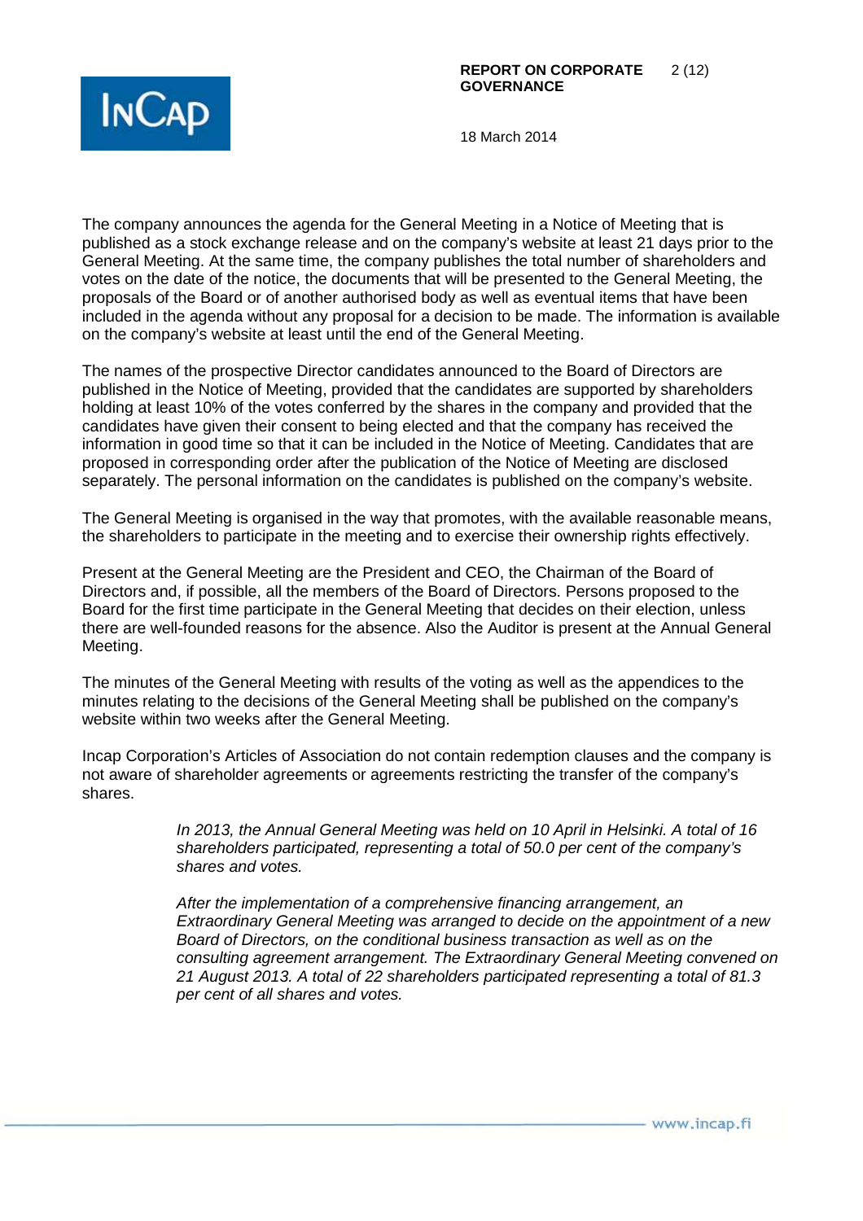The company announces the agenda for the General Meeting in a Notice of Meeting that is published as a stock exchange release and on the company's website at least 21 days prior to the General Meeting. At the same time, the company publishes the total number of shareholders and votes on the date of the notice, the documents that will be presented to the General Meeting, the proposals of the Board or of another authorised body as well as eventual items that have been included in the agenda without any proposal for a decision to be made. The information is available on the company's website at least until the end of the General Meeting.

The names of the prospective Director candidates announced to the Board of Directors are published in the Notice of Meeting, provided that the candidates are supported by shareholders holding at least 10% of the votes conferred by the shares in the company and provided that the candidates have given their consent to being elected and that the company has received the information in good time so that it can be included in the Notice of Meeting. Candidates that are proposed in corresponding order after the publication of the Notice of Meeting are disclosed separately. The personal information on the candidates is published on the company's website.

The General Meeting is organised in the way that promotes, with the available reasonable means, the shareholders to participate in the meeting and to exercise their ownership rights effectively.

Present at the General Meeting are the President and CEO, the Chairman of the Board of Directors and, if possible, all the members of the Board of Directors. Persons proposed to the Board for the first time participate in the General Meeting that decides on their election, unless there are well-founded reasons for the absence. Also the Auditor is present at the Annual General Meeting.

The minutes of the General Meeting with results of the voting as well as the appendices to the minutes relating to the decisions of the General Meeting shall be published on the company's website within two weeks after the General Meeting.

Incap Corporation's Articles of Association do not contain redemption clauses and the company is not aware of shareholder agreements or agreements restricting the transfer of the company's shares.

*In 2013, the Annual General Meeting was held on 10 April in Helsinki. A total of 16 shareholders participated, representing a total of 50.0 per cent of the company's shares and votes.*

*After the implementation of a comprehensive financing arrangement, an Extraordinary General Meeting was arranged to decide on the appointment of a new Board of Directors, on the conditional business transaction as well as on the consulting agreement arrangement. The Extraordinary General Meeting convened on 21 August 2013. A total of 22 shareholders participated representing a total of 81.3 per cent of all shares and votes.*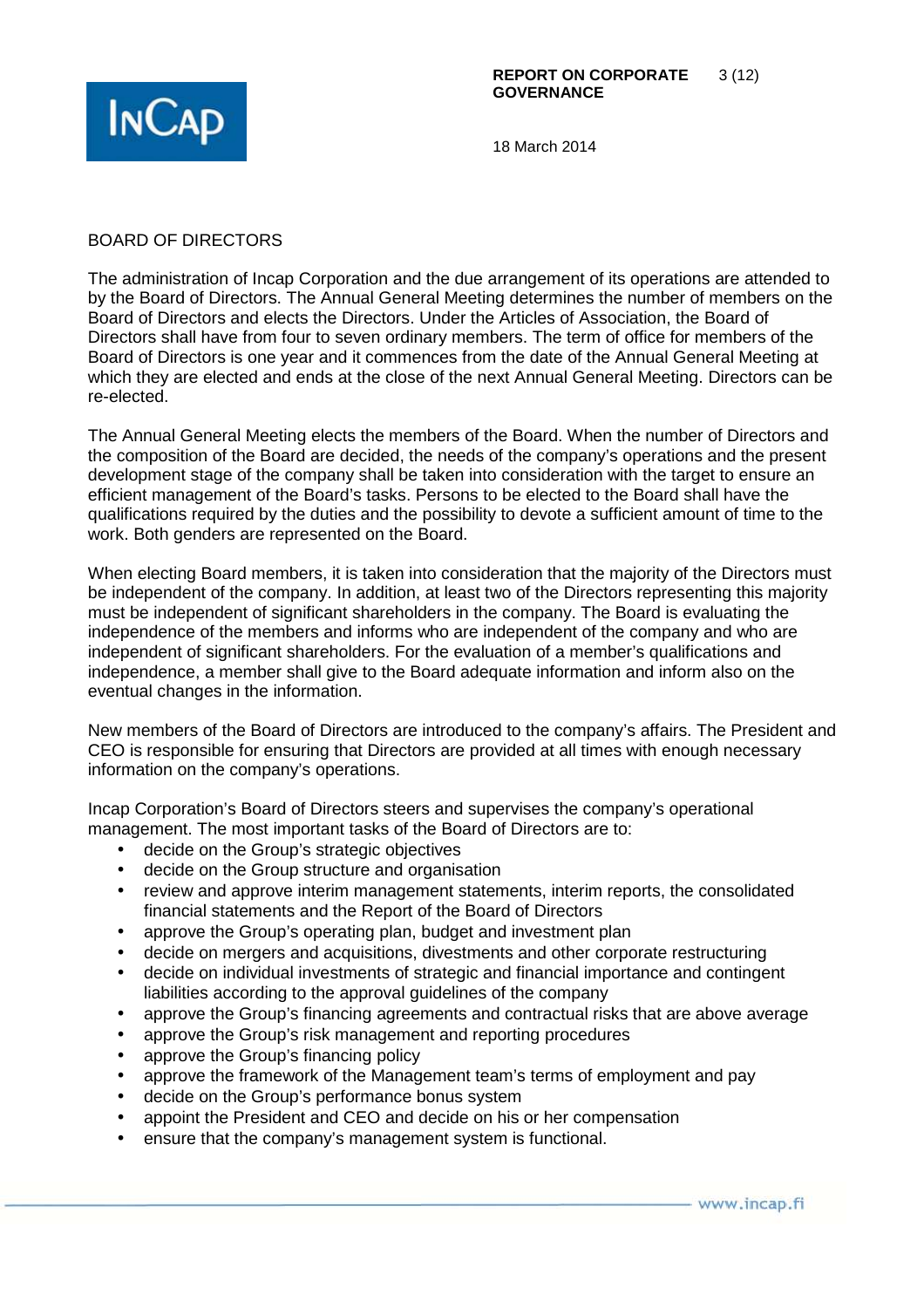## BOARD OF DIRECTORS

The administration of Incap Corporation and the due arrangement of its operations are attended to by the Board of Directors. The Annual General Meeting determines the number of members on the Board of Directors and elects the Directors. Under the Articles of Association, the Board of Directors shall have from four to seven ordinary members. The term of office for members of the Board of Directors is one year and it commences from the date of the Annual General Meeting at which they are elected and ends at the close of the next Annual General Meeting. Directors can be re-elected.

The Annual General Meeting elects the members of the Board. When the number of Directors and the composition of the Board are decided, the needs of the company's operations and the present development stage of the company shall be taken into consideration with the target to ensure an efficient management of the Board's tasks. Persons to be elected to the Board shall have the qualifications required by the duties and the possibility to devote a sufficient amount of time to the work. Both genders are represented on the Board.

When electing Board members, it is taken into consideration that the majority of the Directors must be independent of the company. In addition, at least two of the Directors representing this majority must be independent of significant shareholders in the company. The Board is evaluating the independence of the members and informs who are independent of the company and who are independent of significant shareholders. For the evaluation of a member's qualifications and independence, a member shall give to the Board adequate information and inform also on the eventual changes in the information.

New members of the Board of Directors are introduced to the company's affairs. The President and CEO is responsible for ensuring that Directors are provided at all times with enough necessary information on the company's operations.

Incap Corporation's Board of Directors steers and supervises the company's operational management. The most important tasks of the Board of Directors are to:

- decide on the Group's strategic objectives
- decide on the Group structure and organisation
- review and approve interim management statements, interim reports, the consolidated financial statements and the Report of the Board of Directors
- approve the Group's operating plan, budget and investment plan
- decide on mergers and acquisitions, divestments and other corporate restructuring
- decide on individual investments of strategic and financial importance and contingent liabilities according to the approval guidelines of the company
- approve the Group's financing agreements and contractual risks that are above average
- approve the Group's risk management and reporting procedures
- approve the Group's financing policy
- approve the framework of the Management team's terms of employment and pay
- decide on the Group's performance bonus system
- appoint the President and CEO and decide on his or her compensation
- ensure that the company's management system is functional.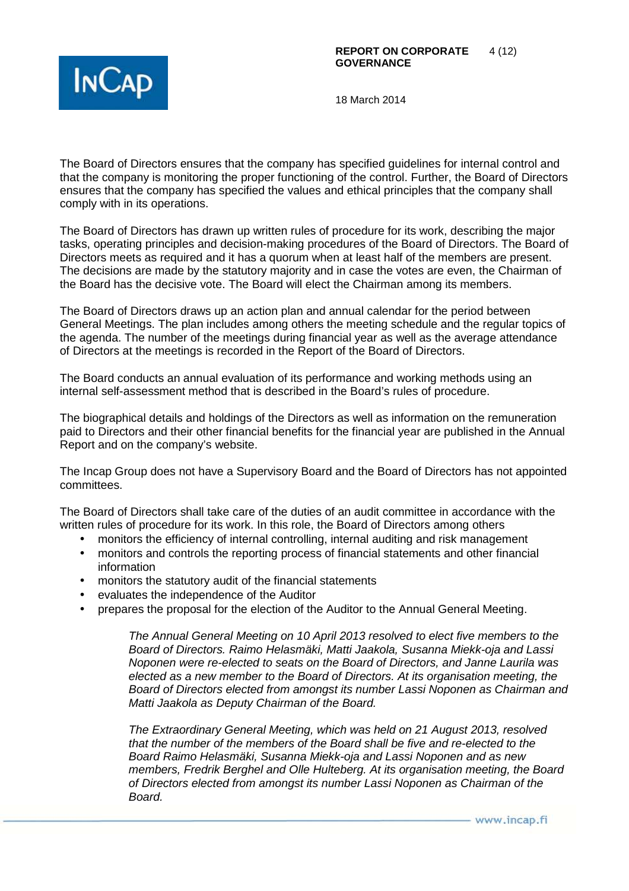The Board of Directors ensures that the company has specified guidelines for internal control and that the company is monitoring the proper functioning of the control. Further, the Board of Directors ensures that the company has specified the values and ethical principles that the company shall comply with in its operations.

The Board of Directors has drawn up written rules of procedure for its work, describing the major tasks, operating principles and decision-making procedures of the Board of Directors. The Board of Directors meets as required and it has a quorum when at least half of the members are present. The decisions are made by the statutory majority and in case the votes are even, the Chairman of the Board has the decisive vote. The Board will elect the Chairman among its members.

The Board of Directors draws up an action plan and annual calendar for the period between General Meetings. The plan includes among others the meeting schedule and the regular topics of the agenda. The number of the meetings during financial year as well as the average attendance of Directors at the meetings is recorded in the Report of the Board of Directors.

The Board conducts an annual evaluation of its performance and working methods using an internal self-assessment method that is described in the Board's rules of procedure.

The biographical details and holdings of the Directors as well as information on the remuneration paid to Directors and their other financial benefits for the financial year are published in the Annual Report and on the company's website.

The Incap Group does not have a Supervisory Board and the Board of Directors has not appointed committees.

The Board of Directors shall take care of the duties of an audit committee in accordance with the written rules of procedure for its work. In this role, the Board of Directors among others

- monitors the efficiency of internal controlling, internal auditing and risk management
- monitors and controls the reporting process of financial statements and other financial information
- monitors the statutory audit of the financial statements
- evaluates the independence of the Auditor
- prepares the proposal for the election of the Auditor to the Annual General Meeting.

*The Annual General Meeting on 10 April 2013 resolved to elect five members to the Board of Directors. Raimo Helasmäki, Matti Jaakola, Susanna Miekk-oja and Lassi Noponen were re-elected to seats on the Board of Directors, and Janne Laurila was elected as a new member to the Board of Directors. At its organisation meeting, the Board of Directors elected from amongst its number Lassi Noponen as Chairman and Matti Jaakola as Deputy Chairman of the Board.*

*The Extraordinary General Meeting, which was held on 21 August 2013, resolved that the number of the members of the Board shall be five and re-elected to the Board Raimo Helasmäki, Susanna Miekk-oja and Lassi Noponen and as new members, Fredrik Berghel and Olle Hulteberg. At its organisation meeting, the Board of Directors elected from amongst its number Lassi Noponen as Chairman of the Board.*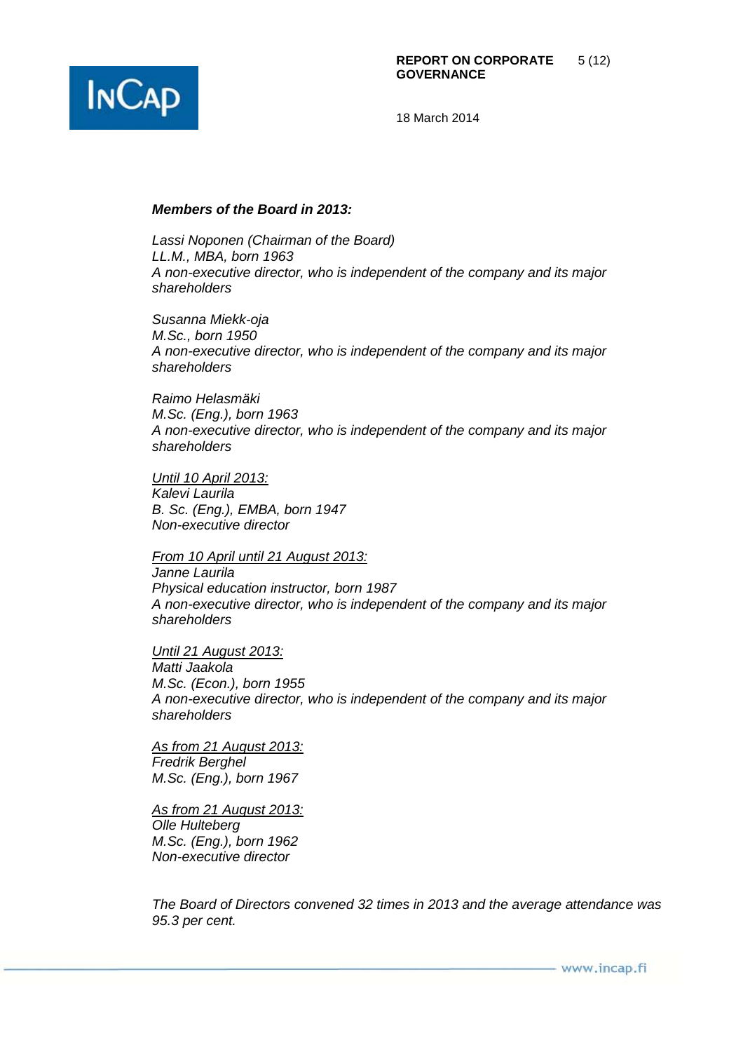***Members of the Board in 2013:***

*Lassi Noponen (Chairman of the Board)*
*LL.M., MBA, born 1963*
*A non-executive director, who is independent of the company and its major shareholders*

*Susanna Miekk-oja*
*M.Sc., born 1950*
*A non-executive director, who is independent of the company and its major shareholders*

*Raimo Helasmäki*
*M.Sc. (Eng.), born 1963*
*A non-executive director, who is independent of the company and its major shareholders*

*Until 10 April 2013:*
*Kalevi Laurila*
*B. Sc. (Eng.), EMBA, born 1947*
*Non-executive director*

*From 10 April until 21 August 2013:*
*Janne Laurila*
*Physical education instructor, born 1987*
*A non-executive director, who is independent of the company and its major shareholders*

*Until 21 August 2013:*
*Matti Jaakola*
*M.Sc. (Econ.), born 1955*
*A non-executive director, who is independent of the company and its major shareholders*

*As from 21 August 2013:*
*Fredrik Berghel*
*M.Sc. (Eng.), born 1967*

*As from 21 August 2013:*
*Olle Hulteberg*
*M.Sc. (Eng.), born 1962*
*Non-executive director*

*The Board of Directors convened 32 times in 2013 and the average attendance was 95.3 per cent.*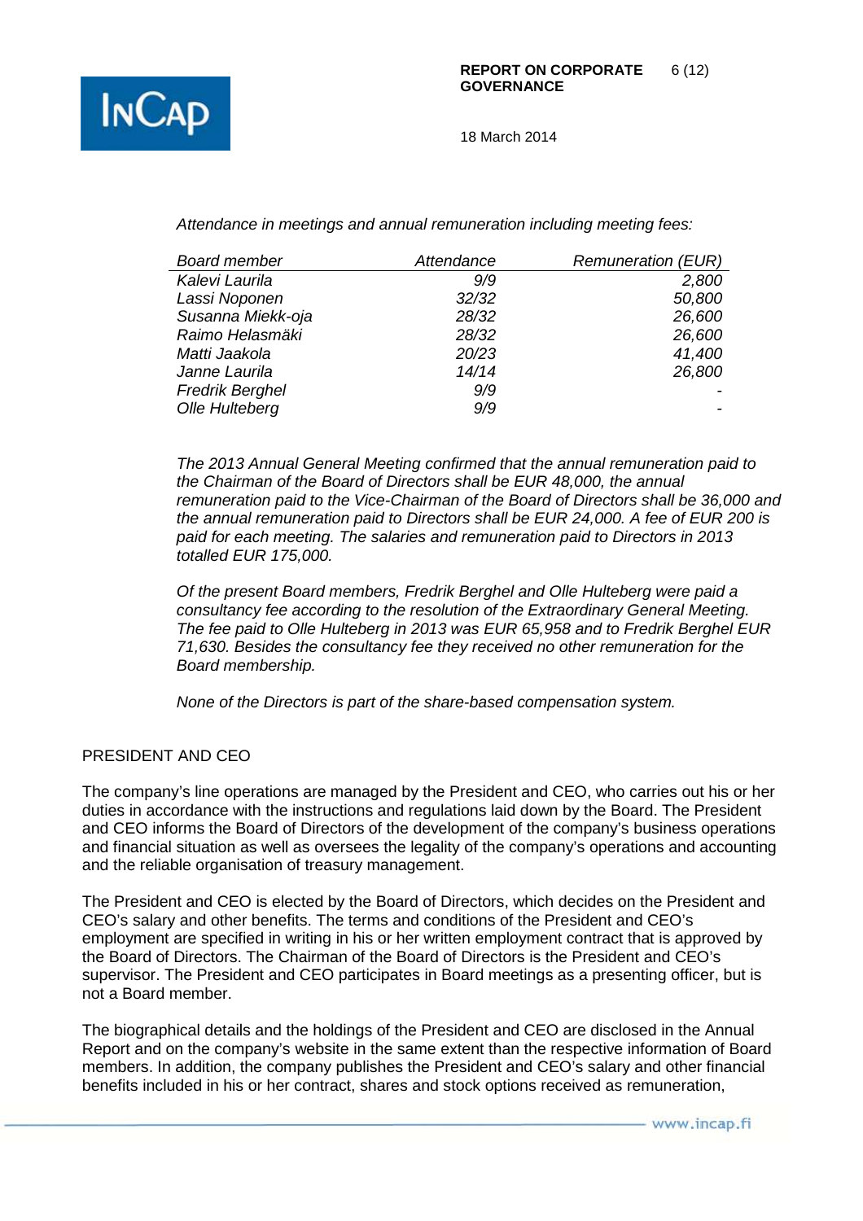*Attendance in meetings and annual remuneration including meeting fees:*

| *Board member* | *Attendance* | *Remuneration (EUR)* |
|---|---|---|
| *Kalevi Laurila* | *9/9* | *2,800* |
| *Lassi Noponen* | *32/32* | *50,800* |
| *Susanna Miekk-oja* | *28/32* | *26,600* |
| *Raimo Helasmäki* | *28/32* | *26,600* |
| *Matti Jaakola* | *20/23* | *41,400* |
| *Janne Laurila* | *14/14* | *26,800* |
| *Fredrik Berghel* | *9/9* | *-* |
| *Olle Hulteberg* | *9/9* | *-* |

*The 2013 Annual General Meeting confirmed that the annual remuneration paid to the Chairman of the Board of Directors shall be EUR 48,000, the annual remuneration paid to the Vice-Chairman of the Board of Directors shall be 36,000 and the annual remuneration paid to Directors shall be EUR 24,000. A fee of EUR 200 is paid for each meeting. The salaries and remuneration paid to Directors in 2013 totalled EUR 175,000.*

*Of the present Board members, Fredrik Berghel and Olle Hulteberg were paid a consultancy fee according to the resolution of the Extraordinary General Meeting. The fee paid to Olle Hulteberg in 2013 was EUR 65,958 and to Fredrik Berghel EUR 71,630. Besides the consultancy fee they received no other remuneration for the Board membership.*

*None of the Directors is part of the share-based compensation system.*

## PRESIDENT AND CEO

The company's line operations are managed by the President and CEO, who carries out his or her duties in accordance with the instructions and regulations laid down by the Board. The President and CEO informs the Board of Directors of the development of the company's business operations and financial situation as well as oversees the legality of the company's operations and accounting and the reliable organisation of treasury management.

The President and CEO is elected by the Board of Directors, which decides on the President and CEO's salary and other benefits. The terms and conditions of the President and CEO's employment are specified in writing in his or her written employment contract that is approved by the Board of Directors. The Chairman of the Board of Directors is the President and CEO's supervisor. The President and CEO participates in Board meetings as a presenting officer, but is not a Board member.

The biographical details and the holdings of the President and CEO are disclosed in the Annual Report and on the company's website in the same extent than the respective information of Board members. In addition, the company publishes the President and CEO's salary and other financial benefits included in his or her contract, shares and stock options received as remuneration,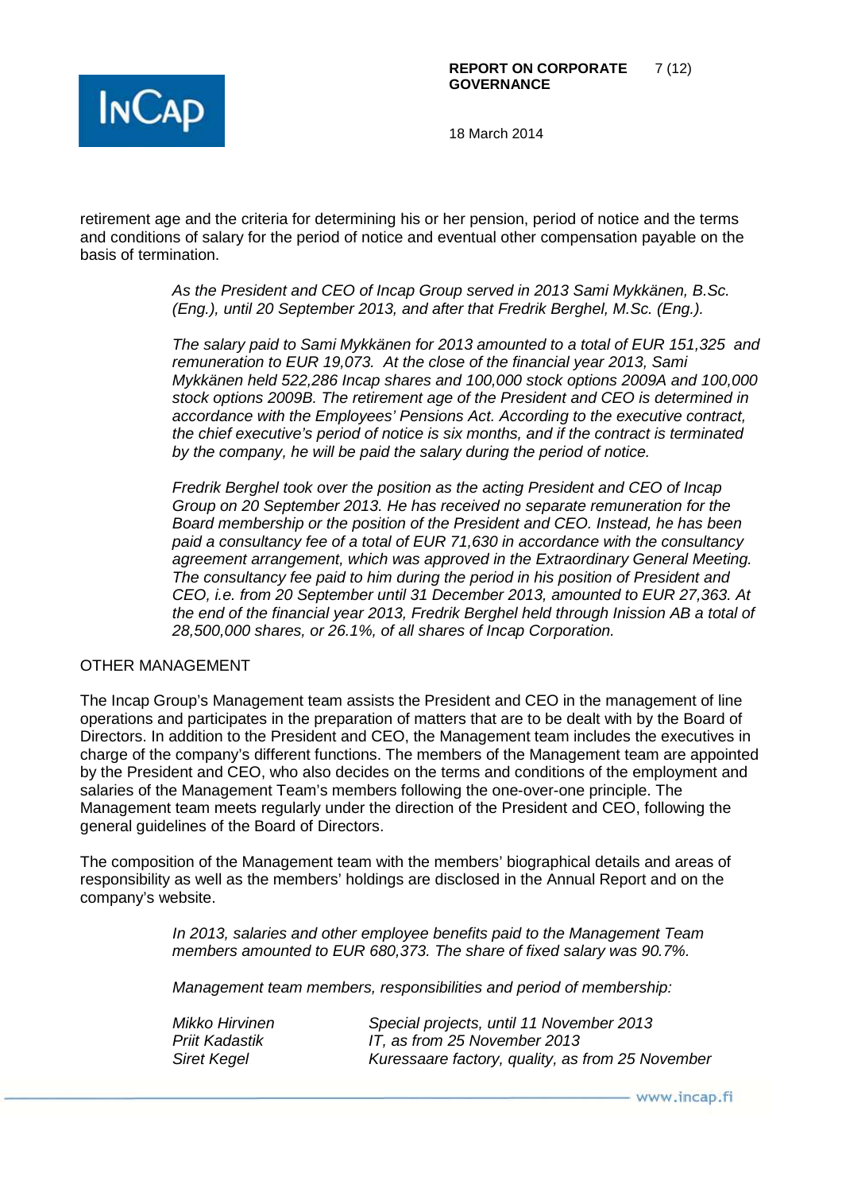retirement age and the criteria for determining his or her pension, period of notice and the terms and conditions of salary for the period of notice and eventual other compensation payable on the basis of termination.

*As the President and CEO of Incap Group served in 2013 Sami Mykkänen, B.Sc. (Eng.), until 20 September 2013, and after that Fredrik Berghel, M.Sc. (Eng.).*

*The salary paid to Sami Mykkänen for 2013 amounted to a total of EUR 151,325 and remuneration to EUR 19,073. At the close of the financial year 2013, Sami Mykkänen held 522,286 Incap shares and 100,000 stock options 2009A and 100,000 stock options 2009B. The retirement age of the President and CEO is determined in accordance with the Employees' Pensions Act. According to the executive contract, the chief executive's period of notice is six months, and if the contract is terminated by the company, he will be paid the salary during the period of notice.*

*Fredrik Berghel took over the position as the acting President and CEO of Incap Group on 20 September 2013. He has received no separate remuneration for the Board membership or the position of the President and CEO. Instead, he has been paid a consultancy fee of a total of EUR 71,630 in accordance with the consultancy agreement arrangement, which was approved in the Extraordinary General Meeting. The consultancy fee paid to him during the period in his position of President and CEO, i.e. from 20 September until 31 December 2013, amounted to EUR 27,363. At the end of the financial year 2013, Fredrik Berghel held through Inission AB a total of 28,500,000 shares, or 26.1%, of all shares of Incap Corporation.*

## OTHER MANAGEMENT

The Incap Group's Management team assists the President and CEO in the management of line operations and participates in the preparation of matters that are to be dealt with by the Board of Directors. In addition to the President and CEO, the Management team includes the executives in charge of the company's different functions. The members of the Management team are appointed by the President and CEO, who also decides on the terms and conditions of the employment and salaries of the Management Team's members following the one-over-one principle. The Management team meets regularly under the direction of the President and CEO, following the general guidelines of the Board of Directors.

The composition of the Management team with the members' biographical details and areas of responsibility as well as the members' holdings are disclosed in the Annual Report and on the company's website.

*In 2013, salaries and other employee benefits paid to the Management Team members amounted to EUR 680,373. The share of fixed salary was 90.7%.*

*Management team members, responsibilities and period of membership:*

| | |
|---|---|
| *Mikko Hirvinen* | *Special projects, until 11 November 2013* |
| *Priit Kadastik* | *IT, as from 25 November 2013* |
| *Siret Kegel* | *Kuressaare factory, quality, as from 25 November* |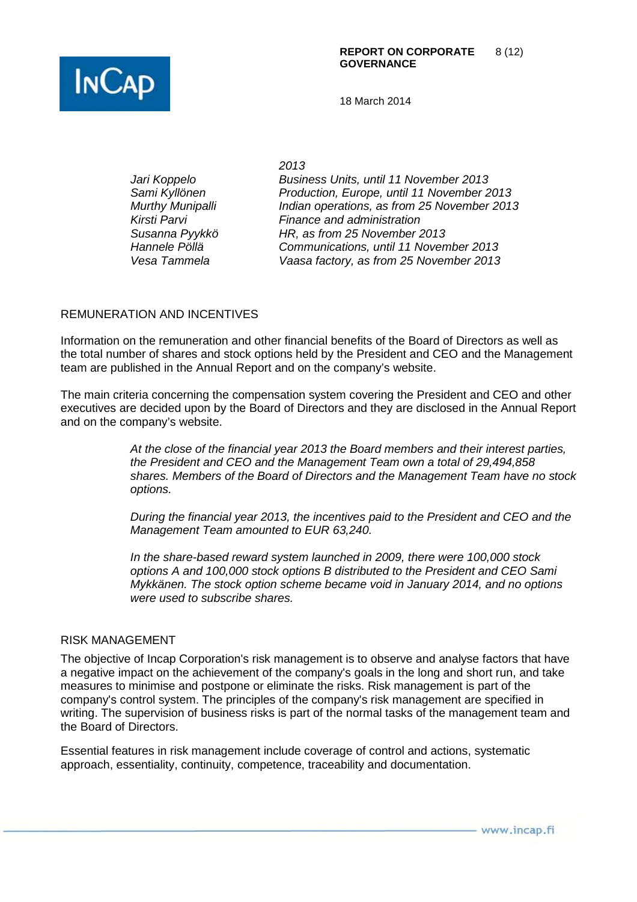| | *2013* |
|---|---|
| *Jari Koppelo* | *Business Units, until 11 November 2013* |
| *Sami Kyllönen* | *Production, Europe, until 11 November 2013* |
| *Murthy Munipalli* | *Indian operations, as from 25 November 2013* |
| *Kirsti Parvi* | *Finance and administration* |
| *Susanna Pyykkö* | *HR, as from 25 November 2013* |
| *Hannele Põllä* | *Communications, until 11 November 2013* |
| *Vesa Tammela* | *Vaasa factory, as from 25 November 2013* |

## REMUNERATION AND INCENTIVES

Information on the remuneration and other financial benefits of the Board of Directors as well as the total number of shares and stock options held by the President and CEO and the Management team are published in the Annual Report and on the company's website.

The main criteria concerning the compensation system covering the President and CEO and other executives are decided upon by the Board of Directors and they are disclosed in the Annual Report and on the company's website.

*At the close of the financial year 2013 the Board members and their interest parties, the President and CEO and the Management Team own a total of 29,494,858 shares. Members of the Board of Directors and the Management Team have no stock options.*

*During the financial year 2013, the incentives paid to the President and CEO and the Management Team amounted to EUR 63,240.*

*In the share-based reward system launched in 2009, there were 100,000 stock options A and 100,000 stock options B distributed to the President and CEO Sami Mykkänen. The stock option scheme became void in January 2014, and no options were used to subscribe shares.*

## RISK MANAGEMENT

The objective of Incap Corporation's risk management is to observe and analyse factors that have a negative impact on the achievement of the company's goals in the long and short run, and take measures to minimise and postpone or eliminate the risks. Risk management is part of the company's control system. The principles of the company's risk management are specified in writing. The supervision of business risks is part of the normal tasks of the management team and the Board of Directors.

Essential features in risk management include coverage of control and actions, systematic approach, essentiality, continuity, competence, traceability and documentation.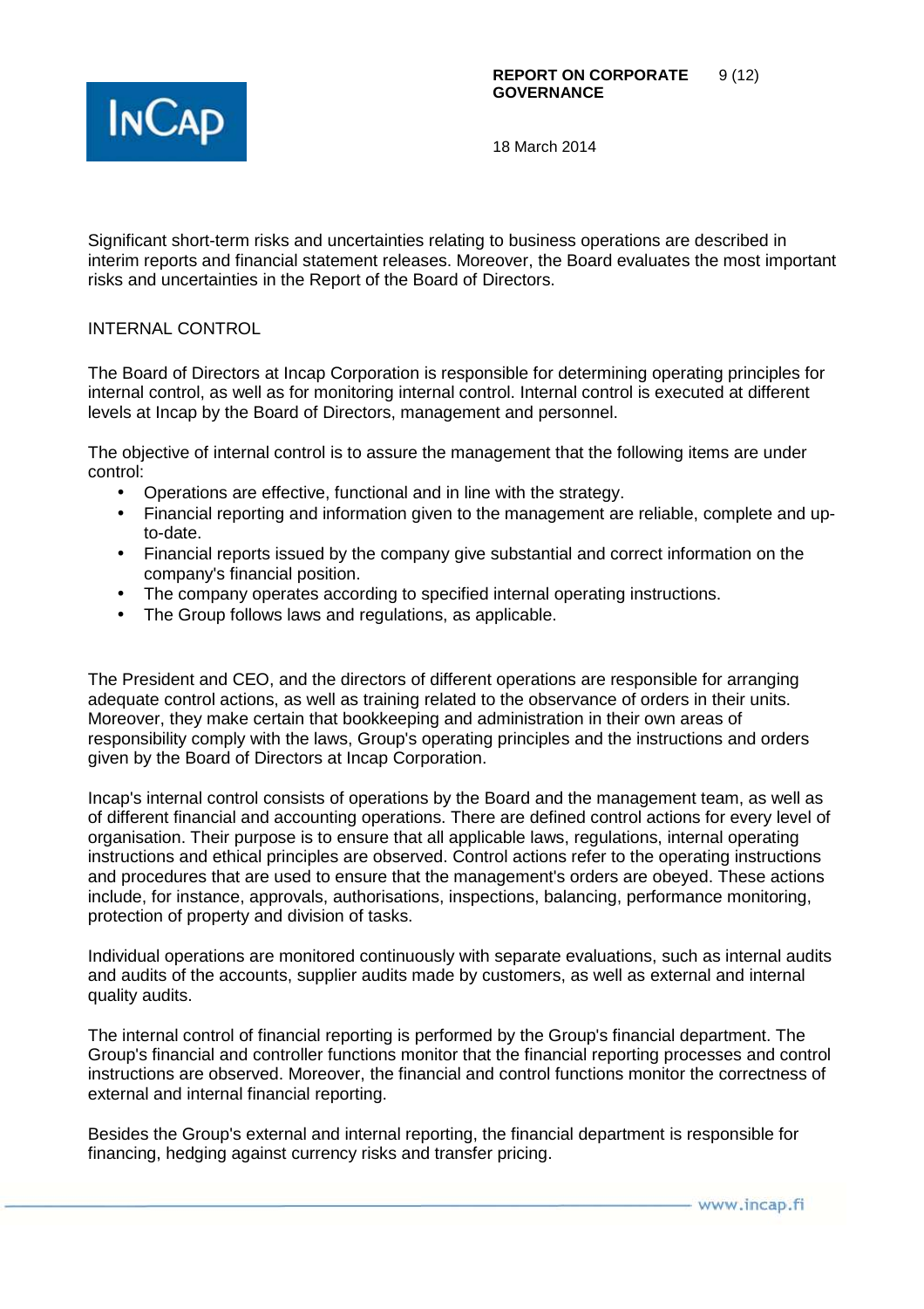Significant short-term risks and uncertainties relating to business operations are described in interim reports and financial statement releases. Moreover, the Board evaluates the most important risks and uncertainties in the Report of the Board of Directors.

## INTERNAL CONTROL

The Board of Directors at Incap Corporation is responsible for determining operating principles for internal control, as well as for monitoring internal control. Internal control is executed at different levels at Incap by the Board of Directors, management and personnel.

The objective of internal control is to assure the management that the following items are under control:

- Operations are effective, functional and in line with the strategy.
- Financial reporting and information given to the management are reliable, complete and up-to-date.
- Financial reports issued by the company give substantial and correct information on the company's financial position.
- The company operates according to specified internal operating instructions.
- The Group follows laws and regulations, as applicable.

The President and CEO, and the directors of different operations are responsible for arranging adequate control actions, as well as training related to the observance of orders in their units. Moreover, they make certain that bookkeeping and administration in their own areas of responsibility comply with the laws, Group's operating principles and the instructions and orders given by the Board of Directors at Incap Corporation.

Incap's internal control consists of operations by the Board and the management team, as well as of different financial and accounting operations. There are defined control actions for every level of organisation. Their purpose is to ensure that all applicable laws, regulations, internal operating instructions and ethical principles are observed. Control actions refer to the operating instructions and procedures that are used to ensure that the management's orders are obeyed. These actions include, for instance, approvals, authorisations, inspections, balancing, performance monitoring, protection of property and division of tasks.

Individual operations are monitored continuously with separate evaluations, such as internal audits and audits of the accounts, supplier audits made by customers, as well as external and internal quality audits.

The internal control of financial reporting is performed by the Group's financial department. The Group's financial and controller functions monitor that the financial reporting processes and control instructions are observed. Moreover, the financial and control functions monitor the correctness of external and internal financial reporting.

Besides the Group's external and internal reporting, the financial department is responsible for financing, hedging against currency risks and transfer pricing.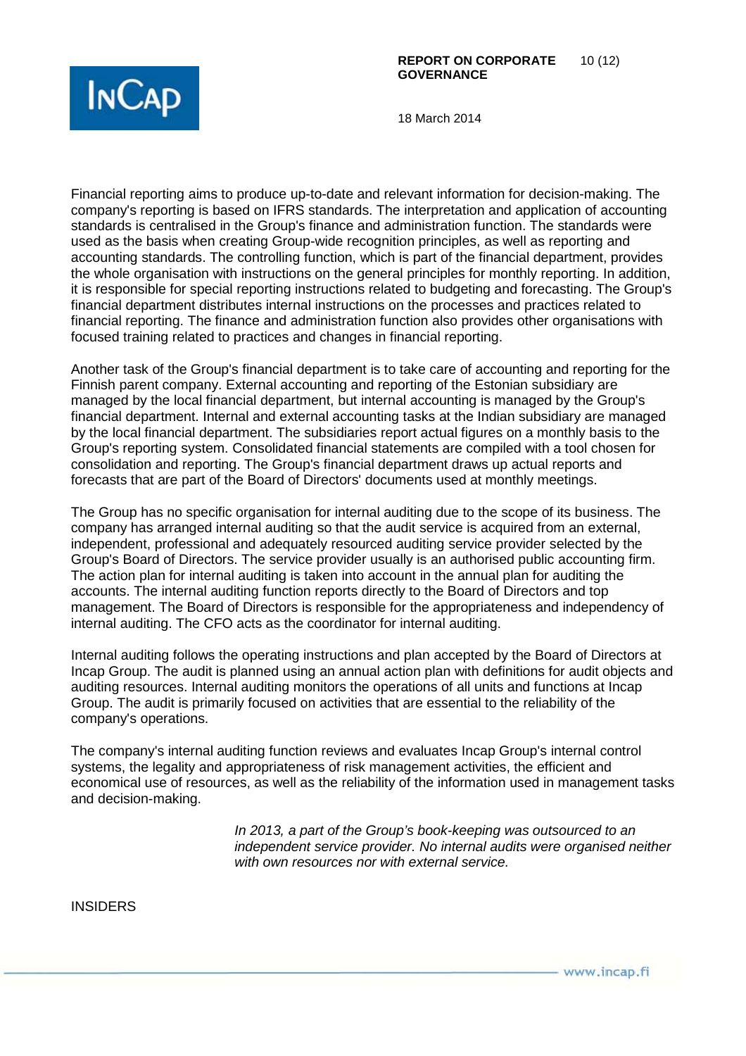Financial reporting aims to produce up-to-date and relevant information for decision-making. The company's reporting is based on IFRS standards. The interpretation and application of accounting standards is centralised in the Group's finance and administration function. The standards were used as the basis when creating Group-wide recognition principles, as well as reporting and accounting standards. The controlling function, which is part of the financial department, provides the whole organisation with instructions on the general principles for monthly reporting. In addition, it is responsible for special reporting instructions related to budgeting and forecasting. The Group's financial department distributes internal instructions on the processes and practices related to financial reporting. The finance and administration function also provides other organisations with focused training related to practices and changes in financial reporting.

Another task of the Group's financial department is to take care of accounting and reporting for the Finnish parent company. External accounting and reporting of the Estonian subsidiary are managed by the local financial department, but internal accounting is managed by the Group's financial department. Internal and external accounting tasks at the Indian subsidiary are managed by the local financial department. The subsidiaries report actual figures on a monthly basis to the Group's reporting system. Consolidated financial statements are compiled with a tool chosen for consolidation and reporting. The Group's financial department draws up actual reports and forecasts that are part of the Board of Directors' documents used at monthly meetings.

The Group has no specific organisation for internal auditing due to the scope of its business. The company has arranged internal auditing so that the audit service is acquired from an external, independent, professional and adequately resourced auditing service provider selected by the Group's Board of Directors. The service provider usually is an authorised public accounting firm. The action plan for internal auditing is taken into account in the annual plan for auditing the accounts. The internal auditing function reports directly to the Board of Directors and top management. The Board of Directors is responsible for the appropriateness and independency of internal auditing. The CFO acts as the coordinator for internal auditing.

Internal auditing follows the operating instructions and plan accepted by the Board of Directors at Incap Group. The audit is planned using an annual action plan with definitions for audit objects and auditing resources. Internal auditing monitors the operations of all units and functions at Incap Group. The audit is primarily focused on activities that are essential to the reliability of the company's operations.

The company's internal auditing function reviews and evaluates Incap Group's internal control systems, the legality and appropriateness of risk management activities, the efficient and economical use of resources, as well as the reliability of the information used in management tasks and decision-making.

*In 2013, a part of the Group's book-keeping was outsourced to an independent service provider. No internal audits were organised neither with own resources nor with external service.*

## INSIDERS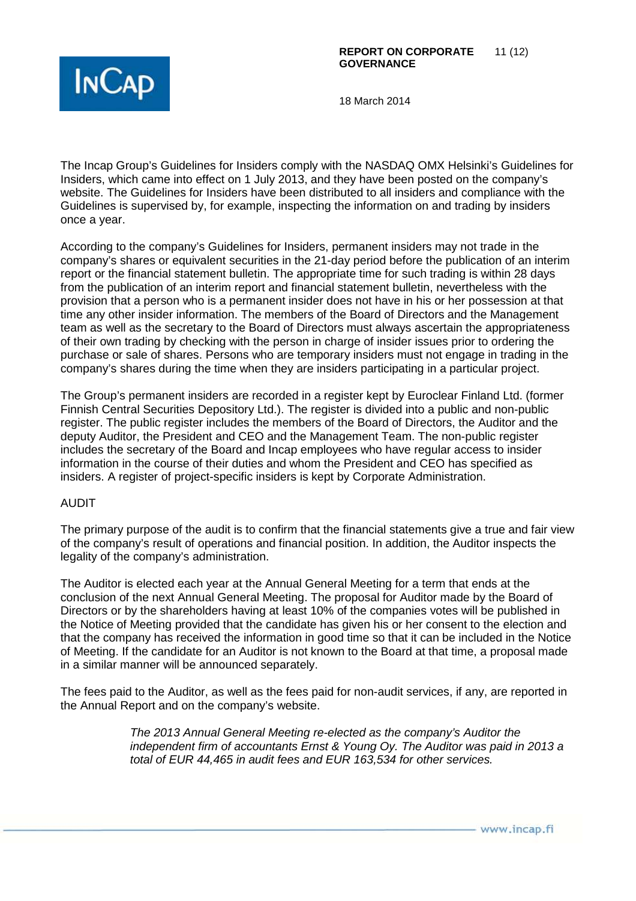The Incap Group's Guidelines for Insiders comply with the NASDAQ OMX Helsinki's Guidelines for Insiders, which came into effect on 1 July 2013, and they have been posted on the company's website. The Guidelines for Insiders have been distributed to all insiders and compliance with the Guidelines is supervised by, for example, inspecting the information on and trading by insiders once a year.

According to the company's Guidelines for Insiders, permanent insiders may not trade in the company's shares or equivalent securities in the 21-day period before the publication of an interim report or the financial statement bulletin. The appropriate time for such trading is within 28 days from the publication of an interim report and financial statement bulletin, nevertheless with the provision that a person who is a permanent insider does not have in his or her possession at that time any other insider information. The members of the Board of Directors and the Management team as well as the secretary to the Board of Directors must always ascertain the appropriateness of their own trading by checking with the person in charge of insider issues prior to ordering the purchase or sale of shares. Persons who are temporary insiders must not engage in trading in the company's shares during the time when they are insiders participating in a particular project.

The Group's permanent insiders are recorded in a register kept by Euroclear Finland Ltd. (former Finnish Central Securities Depository Ltd.). The register is divided into a public and non-public register. The public register includes the members of the Board of Directors, the Auditor and the deputy Auditor, the President and CEO and the Management Team. The non-public register includes the secretary of the Board and Incap employees who have regular access to insider information in the course of their duties and whom the President and CEO has specified as insiders. A register of project-specific insiders is kept by Corporate Administration.

## AUDIT

The primary purpose of the audit is to confirm that the financial statements give a true and fair view of the company's result of operations and financial position. In addition, the Auditor inspects the legality of the company's administration.

The Auditor is elected each year at the Annual General Meeting for a term that ends at the conclusion of the next Annual General Meeting. The proposal for Auditor made by the Board of Directors or by the shareholders having at least 10% of the companies votes will be published in the Notice of Meeting provided that the candidate has given his or her consent to the election and that the company has received the information in good time so that it can be included in the Notice of Meeting. If the candidate for an Auditor is not known to the Board at that time, a proposal made in a similar manner will be announced separately.

The fees paid to the Auditor, as well as the fees paid for non-audit services, if any, are reported in the Annual Report and on the company's website.

*The 2013 Annual General Meeting re-elected as the company's Auditor the independent firm of accountants Ernst & Young Oy. The Auditor was paid in 2013 a total of EUR 44,465 in audit fees and EUR 163,534 for other services.*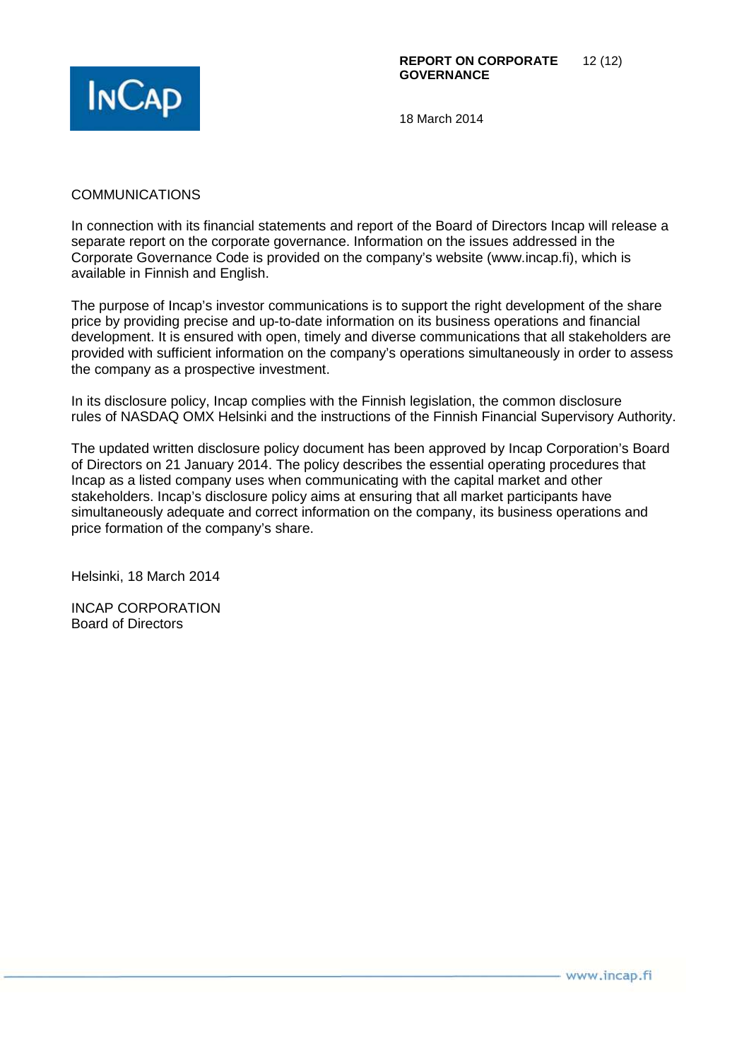## COMMUNICATIONS

In connection with its financial statements and report of the Board of Directors Incap will release a separate report on the corporate governance. Information on the issues addressed in the Corporate Governance Code is provided on the company's website (www.incap.fi), which is available in Finnish and English.

The purpose of Incap's investor communications is to support the right development of the share price by providing precise and up-to-date information on its business operations and financial development. It is ensured with open, timely and diverse communications that all stakeholders are provided with sufficient information on the company's operations simultaneously in order to assess the company as a prospective investment.

In its disclosure policy, Incap complies with the Finnish legislation, the common disclosure rules of NASDAQ OMX Helsinki and the instructions of the Finnish Financial Supervisory Authority.

The updated written disclosure policy document has been approved by Incap Corporation's Board of Directors on 21 January 2014. The policy describes the essential operating procedures that Incap as a listed company uses when communicating with the capital market and other stakeholders. Incap's disclosure policy aims at ensuring that all market participants have simultaneously adequate and correct information on the company, its business operations and price formation of the company's share.

Helsinki, 18 March 2014

INCAP CORPORATION
Board of Directors